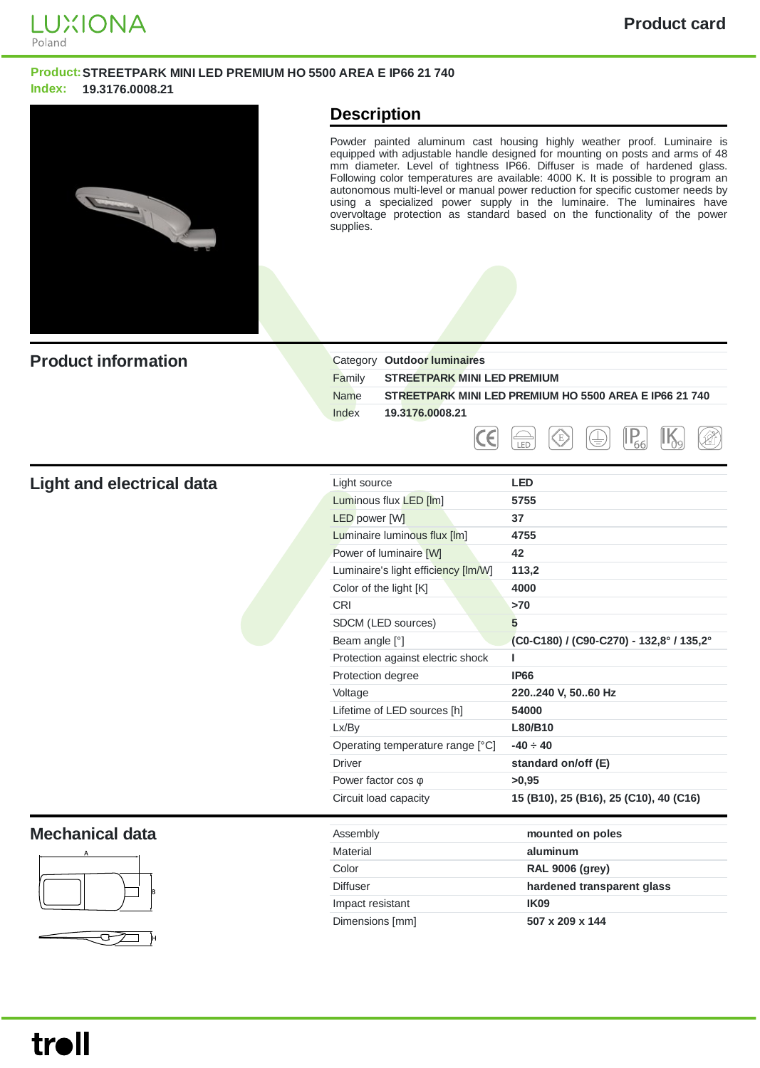LUXIONA Poland

# Product card

**Product:** STREETPARK MINI LED PREMIUM HO 5500 AREA E IP66 21 740
**Index:** 19.3176.0008.21

## Description

Powder painted aluminum cast housing highly weather proof. Luminaire is equipped with adjustable handle designed for mounting on posts and arms of 48 mm diameter. Level of tightness IP66. Diffuser is made of hardened glass. Following color temperatures are available: 4000 K. It is possible to program an autonomous multi-level or manual power reduction for specific customer needs by using a specialized power supply in the luminaire. The luminaires have overvoltage protection as standard based on the functionality of the power supplies.

## Product information

| | |
|---|---|
| Category | **Outdoor luminaires** |
| Family | **STREETPARK MINI LED PREMIUM** |
| Name | **STREETPARK MINI LED PREMIUM HO 5500 AREA E IP66 21 740** |
| Index | **19.3176.0008.21** |

## Light and electrical data

| | |
|---|---|
| Light source | **LED** |
| Luminous flux LED [lm] | **5755** |
| LED power [W] | **37** |
| Luminaire luminous flux [lm] | **4755** |
| Power of luminaire [W] | **42** |
| Luminaire's light efficiency [lm/W] | **113,2** |
| Color of the light [K] | **4000** |
| CRI | **>70** |
| SDCM (LED sources) | **5** |
| Beam angle [°] | **(C0-C180) / (C90-C270) - 132,8° / 135,2°** |
| Protection against electric shock | **I** |
| Protection degree | **IP66** |
| Voltage | **220..240 V, 50..60 Hz** |
| Lifetime of LED sources [h] | **54000** |
| Lx/By | **L80/B10** |
| Operating temperature range [°C] | **-40 ÷ 40** |
| Driver | **standard on/off (E)** |
| Power factor cos φ | **>0,95** |
| Circuit load capacity | **15 (B10), 25 (B16), 25 (C10), 40 (C16)** |

## Mechanical data

| | |
|---|---|
| Assembly | **mounted on poles** |
| Material | **aluminum** |
| Color | **RAL 9006 (grey)** |
| Diffuser | **hardened transparent glass** |
| Impact resistant | **IK09** |
| Dimensions [mm] | **507 x 209 x 144** |

troll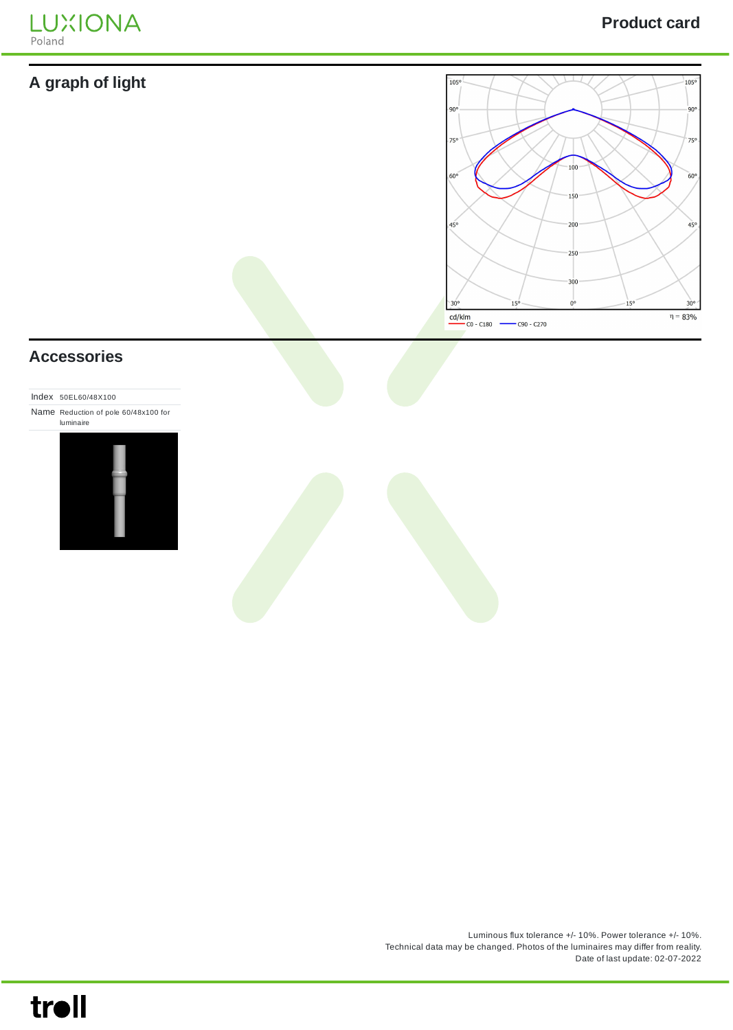## A graph of light

105° 105°
90° 90°
75° 75°
60° 60°
45° 45°
30° 15° 0° 15° 30°
100
150
200
250
300
cd/klm
C0 - C180
C90 - C270
η = 83%

## Accessories

| | |
|---|---|
| Index | 50EL60/48X100 |
| Name | Reduction of pole 60/48x100 for luminaire |

Luminous flux tolerance +/- 10%. Power tolerance +/- 10%.
Technical data may be changed. Photos of the luminaires may differ from reality.
Date of last update: 02-07-2022